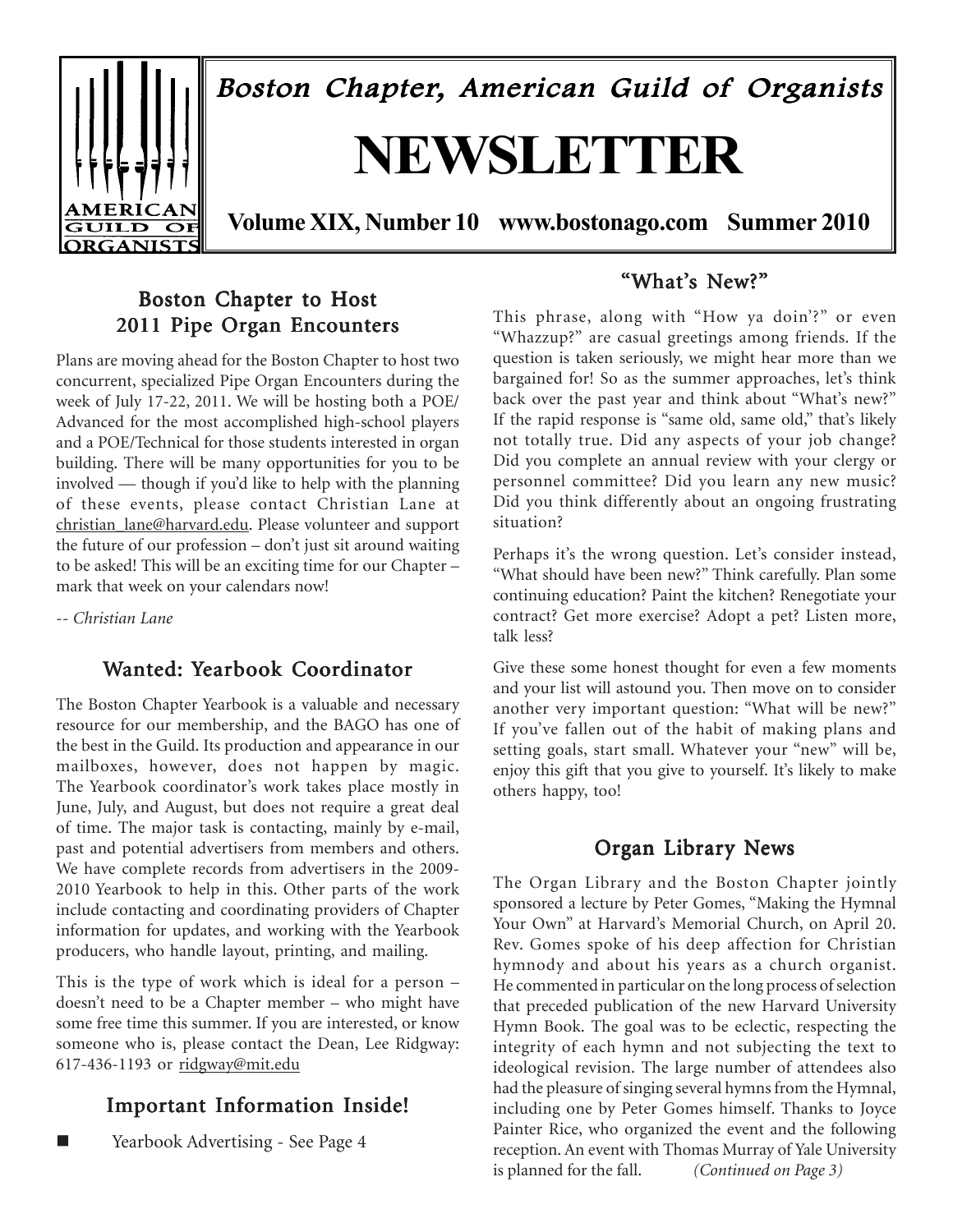# Boston Chapter, American Guild of Organists

# NEWSLETTER

**Volume XIX, Number 10 www.bostonago.com Summer 2010**

## Boston Chapter to Host 2011 Pipe Organ Encounters

Plans are moving ahead for the Boston Chapter to host two concurrent, specialized Pipe Organ Encounters during the week of July 17-22, 2011. We will be hosting both a POE/Advanced for the most accomplished high-school players and a POE/Technical for those students interested in organ building. There will be many opportunities for you to be involved — though if you'd like to help with the planning of these events, please contact Christian Lane at christian_lane@harvard.edu. Please volunteer and support the future of our profession – don't just sit around waiting to be asked! This will be an exciting time for our Chapter – mark that week on your calendars now!

*-- Christian Lane*

## Wanted: Yearbook Coordinator

The Boston Chapter Yearbook is a valuable and necessary resource for our membership, and the BAGO has one of the best in the Guild. Its production and appearance in our mailboxes, however, does not happen by magic. The Yearbook coordinator's work takes place mostly in June, July, and August, but does not require a great deal of time. The major task is contacting, mainly by e-mail, past and potential advertisers from members and others. We have complete records from advertisers in the 2009-2010 Yearbook to help in this. Other parts of the work include contacting and coordinating providers of Chapter information for updates, and working with the Yearbook producers, who handle layout, printing, and mailing.

This is the type of work which is ideal for a person – doesn't need to be a Chapter member – who might have some free time this summer. If you are interested, or know someone who is, please contact the Dean, Lee Ridgway: 617-436-1193 or ridgway@mit.edu

## Important Information Inside!

- Yearbook Advertising - See Page 4

## "What's New?"

This phrase, along with "How ya doin'?" or even "Whazzup?" are casual greetings among friends. If the question is taken seriously, we might hear more than we bargained for! So as the summer approaches, let's think back over the past year and think about "What's new?" If the rapid response is "same old, same old," that's likely not totally true. Did any aspects of your job change? Did you complete an annual review with your clergy or personnel committee? Did you learn any new music? Did you think differently about an ongoing frustrating situation?

Perhaps it's the wrong question. Let's consider instead, "What should have been new?" Think carefully. Plan some continuing education? Paint the kitchen? Renegotiate your contract? Get more exercise? Adopt a pet? Listen more, talk less?

Give these some honest thought for even a few moments and your list will astound you. Then move on to consider another very important question: "What will be new?" If you've fallen out of the habit of making plans and setting goals, start small. Whatever your "new" will be, enjoy this gift that you give to yourself. It's likely to make others happy, too!

## Organ Library News

The Organ Library and the Boston Chapter jointly sponsored a lecture by Peter Gomes, "Making the Hymnal Your Own" at Harvard's Memorial Church, on April 20. Rev. Gomes spoke of his deep affection for Christian hymnody and about his years as a church organist. He commented in particular on the long process of selection that preceded publication of the new Harvard University Hymn Book. The goal was to be eclectic, respecting the integrity of each hymn and not subjecting the text to ideological revision. The large number of attendees also had the pleasure of singing several hymns from the Hymnal, including one by Peter Gomes himself. Thanks to Joyce Painter Rice, who organized the event and the following reception. An event with Thomas Murray of Yale University is planned for the fall. *(Continued on Page 3)*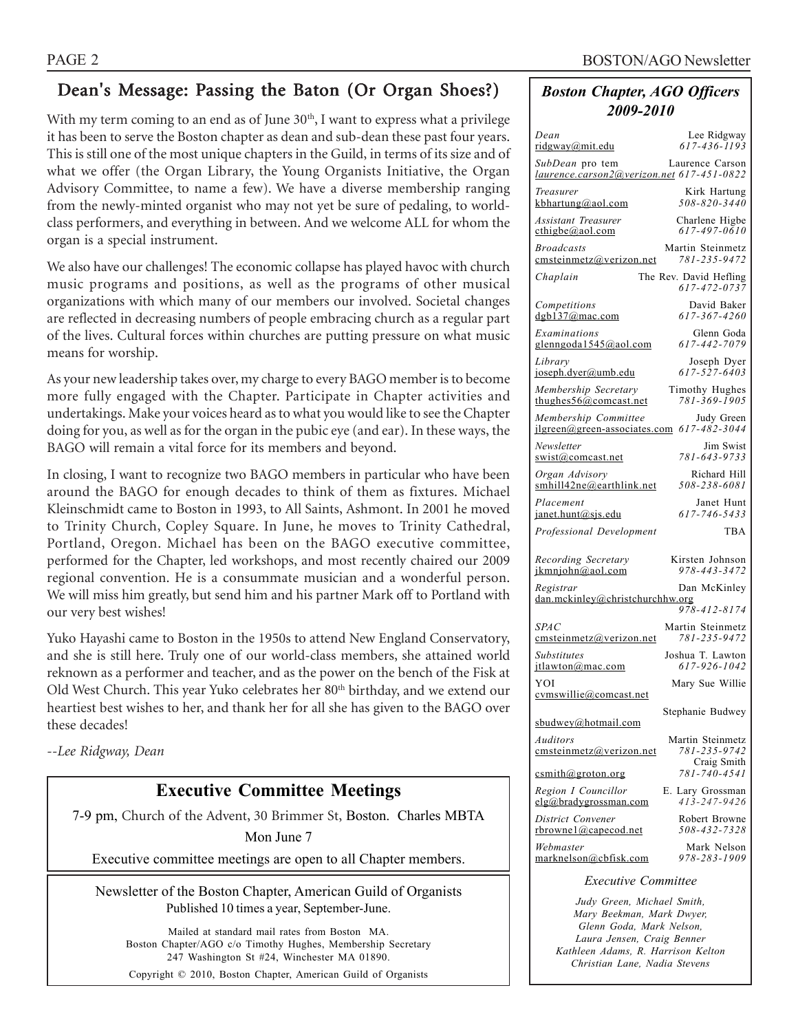## Dean's Message: Passing the Baton (Or Organ Shoes?)

With my term coming to an end as of June 30th, I want to express what a privilege it has been to serve the Boston chapter as dean and sub-dean these past four years. This is still one of the most unique chapters in the Guild, in terms of its size and of what we offer (the Organ Library, the Young Organists Initiative, the Organ Advisory Committee, to name a few). We have a diverse membership ranging from the newly-minted organist who may not yet be sure of pedaling, to world-class performers, and everything in between. And we welcome ALL for whom the organ is a special instrument.

We also have our challenges! The economic collapse has played havoc with church music programs and positions, as well as the programs of other musical organizations with which many of our members our involved. Societal changes are reflected in decreasing numbers of people embracing church as a regular part of the lives. Cultural forces within churches are putting pressure on what music means for worship.

As your new leadership takes over, my charge to every BAGO member is to become more fully engaged with the Chapter. Participate in Chapter activities and undertakings. Make your voices heard as to what you would like to see the Chapter doing for you, as well as for the organ in the pubic eye (and ear). In these ways, the BAGO will remain a vital force for its members and beyond.

In closing, I want to recognize two BAGO members in particular who have been around the BAGO for enough decades to think of them as fixtures. Michael Kleinschmidt came to Boston in 1993, to All Saints, Ashmont. In 2001 he moved to Trinity Church, Copley Square. In June, he moves to Trinity Cathedral, Portland, Oregon. Michael has been on the BAGO executive committee, performed for the Chapter, led workshops, and most recently chaired our 2009 regional convention. He is a consummate musician and a wonderful person. We will miss him greatly, but send him and his partner Mark off to Portland with our very best wishes!

Yuko Hayashi came to Boston in the 1950s to attend New England Conservatory, and she is still here. Truly one of our world-class members, she attained world reknown as a performer and teacher, and as the power on the bench of the Fisk at Old West Church. This year Yuko celebrates her 80th birthday, and we extend our heartiest best wishes to her, and thank her for all she has given to the BAGO over these decades!

*--Lee Ridgway, Dean*

## Executive Committee Meetings

7-9 pm, Church of the Advent, 30 Brimmer St, Boston. Charles MBTA

Mon June 7

Executive committee meetings are open to all Chapter members.

---

Newsletter of the Boston Chapter, American Guild of Organists
Published 10 times a year, September-June.

Mailed at standard mail rates from Boston MA.
Boston Chapter/AGO c/o Timothy Hughes, Membership Secretary
247 Washington St #24, Winchester MA 01890.

Copyright © 2010, Boston Chapter, American Guild of Organists

---

### *Boston Chapter, AGO Officers 2009-2010*

| Position | Name / Email | Phone |
|---|---|---|
| *Dean* | Lee Ridgway, ridgway@mit.edu | *617-436-1193* |
| *SubDean* pro tem | Laurence Carson, *laurence.carson2@verizon.net* | *617-451-0822* |
| *Treasurer* | Kirk Hartung, kbhartung@aol.com | *508-820-3440* |
| *Assistant Treasurer* | Charlene Higbe, cthigbe@aol.com | *617-497-0610* |
| *Broadcasts* | Martin Steinmetz, cmsteinmetz@verizon.net | *781-235-9472* |
| *Chaplain* | The Rev. David Hefling | *617-472-0737* |
| *Competitions* | David Baker, dgb137@mac.com | *617-367-4260* |
| *Examinations* | Glenn Goda, glenngoda1545@aol.com | *617-442-7079* |
| *Library* | Joseph Dyer, joseph.dyer@umb.edu | *617-527-6403* |
| *Membership Secretary* | Timothy Hughes, thughes56@comcast.net | *781-369-1905* |
| *Membership Committee* | Judy Green, jlgreen@green-associates.com | *617-482-3044* |
| *Newsletter* | Jim Swist, swist@comcast.net | *781-643-9733* |
| *Organ Advisory* | Richard Hill, smhill42ne@earthlink.net | *508-238-6081* |
| *Placement* | Janet Hunt, janet.hunt@sjs.edu | *617-746-5433* |
| *Professional Development* | TBA | |
| *Recording Secretary* | Kirsten Johnson, jkmnjohn@aol.com | *978-443-3472* |
| *Registrar* | Dan McKinley, dan.mckinley@christchurchhw.org | *978-412-8174* |
| *SPAC* | Martin Steinmetz, cmsteinmetz@verizon.net | *781-235-9472* |
| *Substitutes* | Joshua T. Lawton, jtlawton@mac.com | *617-926-1042* |
| YOI | Mary Sue Willie, cvmswillie@comcast.net | |
| | Stephanie Budwey, sbudwey@hotmail.com | |
| *Auditors* | Martin Steinmetz, cmsteinmetz@verizon.net | *781-235-9742* |
| | Craig Smith, csmith@groton.org | *781-740-4541* |
| *Region I Councillor* | E. Lary Grossman, elg@bradygrossman.com | *413-247-9426* |
| *District Convener* | Robert Browne, rbrowne1@capecod.net | *508-432-7328* |
| *Webmaster* | Mark Nelson, marknelson@cbfisk.com | *978-283-1909* |

*Executive Committee*

*Judy Green, Michael Smith, Mary Beekman, Mark Dwyer, Glenn Goda, Mark Nelson, Laura Jensen, Craig Benner Kathleen Adams, R. Harrison Kelton Christian Lane, Nadia Stevens*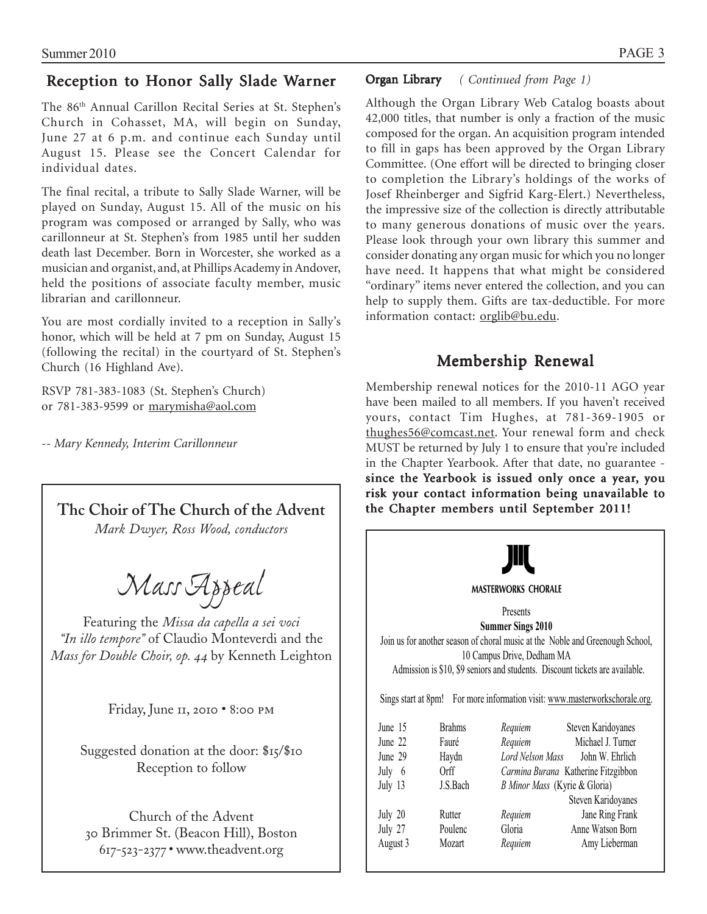## Reception to Honor Sally Slade Warner

The 86th Annual Carillon Recital Series at St. Stephen's Church in Cohasset, MA, will begin on Sunday, June 27 at 6 p.m. and continue each Sunday until August 15. Please see the Concert Calendar for individual dates.

The final recital, a tribute to Sally Slade Warner, will be played on Sunday, August 15. All of the music on his program was composed or arranged by Sally, who was carillonneur at St. Stephen's from 1985 until her sudden death last December. Born in Worcester, she worked as a musician and organist, and, at Phillips Academy in Andover, held the positions of associate faculty member, music librarian and carillonneur.

You are most cordially invited to a reception in Sally's honor, which will be held at 7 pm on Sunday, August 15 (following the recital) in the courtyard of St. Stephen's Church (16 Highland Ave).

RSVP 781-383-1083 (St. Stephen's Church)
or 781-383-9599 or marymisha@aol.com

*-- Mary Kennedy, Interim Carillonneur*

---

**Thc Choir of The Church of the Advent**

*Mark Dwyer, Ross Wood, conductors*

*Mass Appeal*

Featuring the *Missa da capella a sei voci "In illo tempore"* of Claudio Monteverdi and the *Mass for Double Choir, op. 44* by Kenneth Leighton

Friday, June 11, 2010 • 8:00 PM

Suggested donation at the door: $15/$10
Reception to follow

Church of the Advent
30 Brimmer St. (Beacon Hill), Boston
617-523-2377 • www.theadvent.org

---

**Organ Library** *( Continued from Page 1)*

Although the Organ Library Web Catalog boasts about 42,000 titles, that number is only a fraction of the music composed for the organ. An acquisition program intended to fill in gaps has been approved by the Organ Library Committee. (One effort will be directed to bringing closer to completion the Library's holdings of the works of Josef Rheinberger and Sigfrid Karg-Elert.) Nevertheless, the impressive size of the collection is directly attributable to many generous donations of music over the years. Please look through your own library this summer and consider donating any organ music for which you no longer have need. It happens that what might be considered "ordinary" items never entered the collection, and you can help to supply them. Gifts are tax-deductible. For more information contact: orglib@bu.edu.

## Membership Renewal

Membership renewal notices for the 2010-11 AGO year have been mailed to all members. If you haven't received yours, contact Tim Hughes, at 781-369-1905 or thughes56@comcast.net. Your renewal form and check MUST be returned by July 1 to ensure that you're included in the Chapter Yearbook. After that date, no guarantee - **since the Yearbook is issued only once a year, you risk your contact information being unavailable to the Chapter members until September 2011!**

---

MASTERWORKS CHORALE

Presents

**Summer Sings 2010**

Join us for another season of choral music at the Noble and Greenough School, 10 Campus Drive, Dedham MA

Admission is $10, $9 seniors and students. Discount tickets are available.

Sings start at 8pm! For more information visit: www.masterworkschorale.org.

| | | | |
|---|---|---|---|
| June 15 | Brahms | *Requiem* | Steven Karidoyanes |
| June 22 | Fauré | *Requiem* | Michael J. Turner |
| June 29 | Haydn | *Lord Nelson Mass* | John W. Ehrlich |
| July 6 | Orff | *Carmina Burana* | Katherine Fitzgibbon |
| July 13 | J.S.Bach | *B Minor Mass* (Kyrie & Gloria) | Steven Karidoyanes |
| July 20 | Rutter | *Requiem* | Jane Ring Frank |
| July 27 | Poulenc | Gloria | Anne Watson Born |
| August 3 | Mozart | *Requiem* | Amy Lieberman |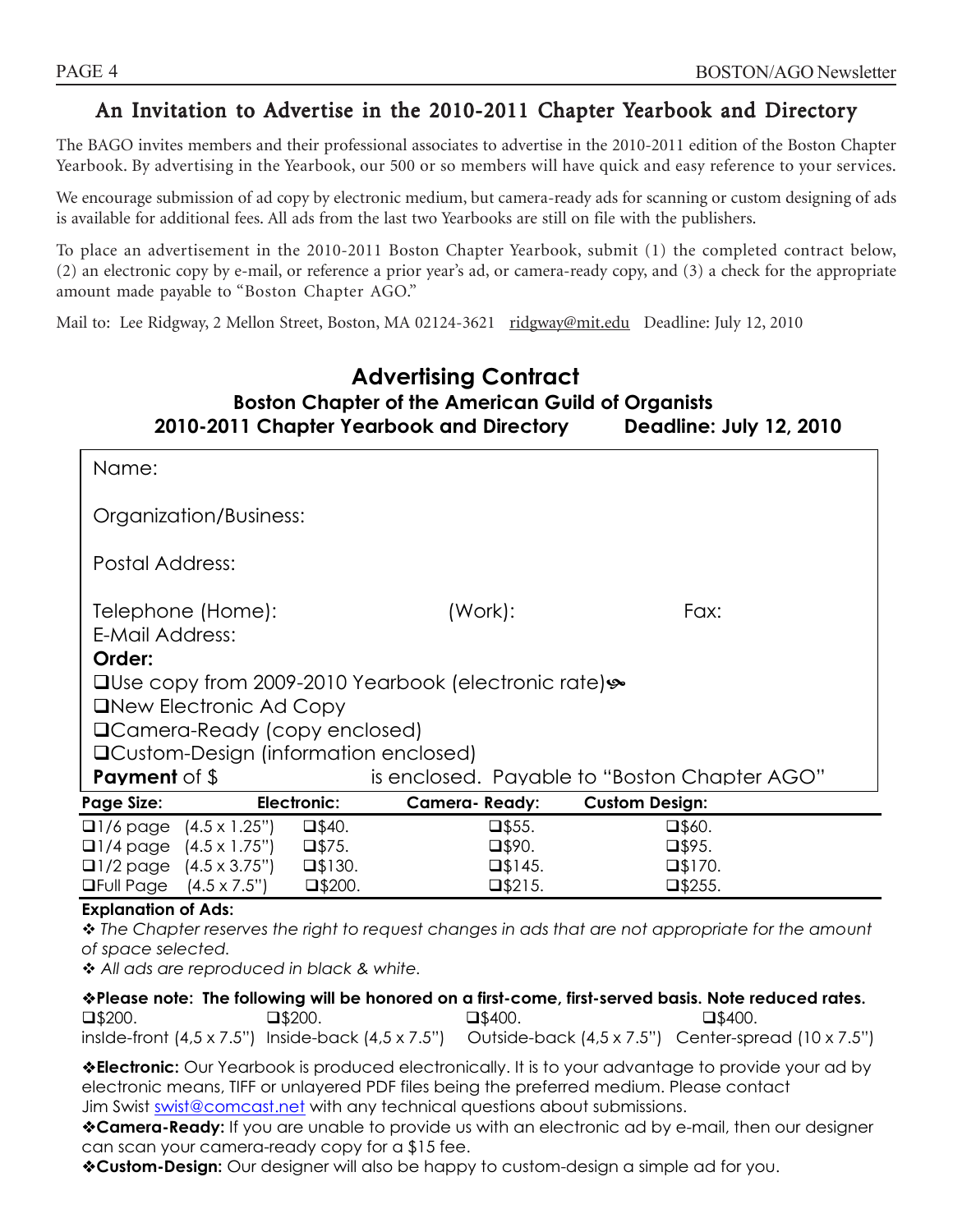## An Invitation to Advertise in the 2010-2011 Chapter Yearbook and Directory

The BAGO invites members and their professional associates to advertise in the 2010-2011 edition of the Boston Chapter Yearbook. By advertising in the Yearbook, our 500 or so members will have quick and easy reference to your services.

We encourage submission of ad copy by electronic medium, but camera-ready ads for scanning or custom designing of ads is available for additional fees. All ads from the last two Yearbooks are still on file with the publishers.

To place an advertisement in the 2010-2011 Boston Chapter Yearbook, submit (1) the completed contract below, (2) an electronic copy by e-mail, or reference a prior year's ad, or camera-ready copy, and (3) a check for the appropriate amount made payable to "Boston Chapter AGO."

Mail to: Lee Ridgway, 2 Mellon Street, Boston, MA 02124-3621 ridgway@mit.edu Deadline: July 12, 2010

## Advertising Contract

### Boston Chapter of the American Guild of Organists
### 2010-2011 Chapter Yearbook and Directory — Deadline: July 12, 2010

Name:

Organization/Business:

Postal Address:

Telephone (Home): (Work): Fax:

E-Mail Address:

**Order:**

❑Use copy from 2009-2010 Yearbook (electronic rate)

❑New Electronic Ad Copy

❑Camera-Ready (copy enclosed)

❑Custom-Design (information enclosed)

**Payment** of $ is enclosed. Payable to "Boston Chapter AGO"

| Page Size: | | Electronic: | Camera- Ready: | Custom Design: |
|---|---|---|---|---|
| ❑1/6 page | (4.5 x 1.25") | ❑$40. | ❑$55. | ❑$60. |
| ❑1/4 page | (4.5 x 1.75") | ❑$75. | ❑$90. | ❑$95. |
| ❑1/2 page | (4.5 x 3.75") | ❑$130. | ❑$145. | ❑$170. |
| ❑Full Page | (4.5 x 7.5") | ❑$200. | ❑$215. | ❑$255. |

**Explanation of Ads:**

❖ *The Chapter reserves the right to request changes in ads that are not appropriate for the amount of space selected.*

❖ *All ads are reproduced in black & white.*

❖**Please note: The following will be honored on a first-come, first-served basis. Note reduced rates.**

| ❑$200. | ❑$200. | ❑$400. | ❑$400. |
|---|---|---|---|
| inside-front (4,5 x 7.5") | Inside-back (4,5 x 7.5") | Outside-back (4,5 x 7.5") | Center-spread (10 x 7.5") |

❖**Electronic:** Our Yearbook is produced electronically. It is to your advantage to provide your ad by electronic means, TIFF or unlayered PDF files being the preferred medium. Please contact Jim Swist swist@comcast.net with any technical questions about submissions.

❖**Camera-Ready:** If you are unable to provide us with an electronic ad by e-mail, then our designer can scan your camera-ready copy for a $15 fee.

❖**Custom-Design:** Our designer will also be happy to custom-design a simple ad for you.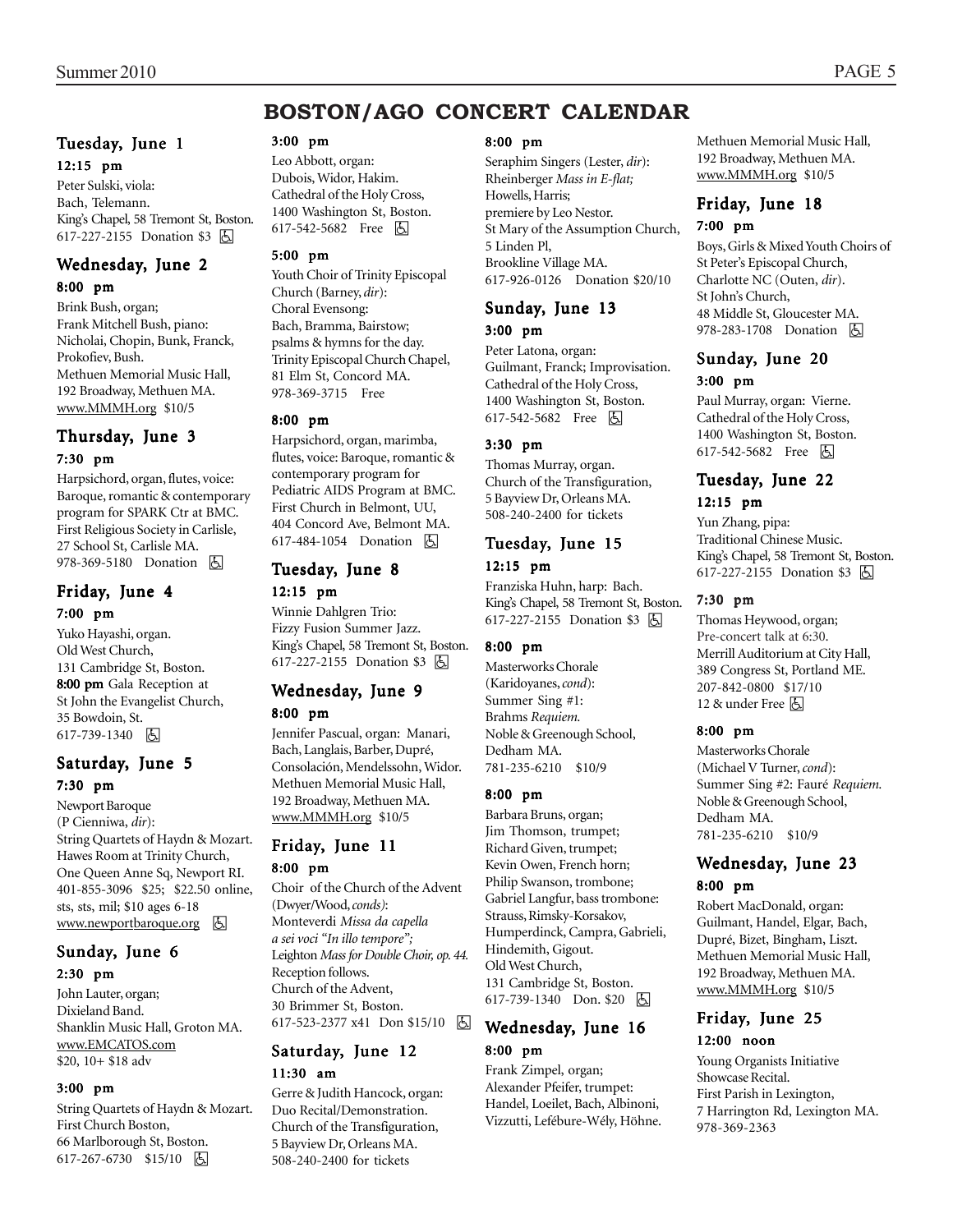# BOSTON/AGO CONCERT CALENDAR

## Tuesday, June 1

**12:15 pm**

Peter Sulski, viola:
Bach, Telemann.
King's Chapel, 58 Tremont St, Boston.
617-227-2155 Donation $3 ♿

## Wednesday, June 2

**8:00 pm**

Brink Bush, organ;
Frank Mitchell Bush, piano:
Nicholai, Chopin, Bunk, Franck, Prokofiev, Bush.
Methuen Memorial Music Hall,
192 Broadway, Methuen MA.
www.MMMH.org $10/5

## Thursday, June 3

**7:30 pm**

Harpsichord, organ, flutes, voice: Baroque, romantic & contemporary program for SPARK Ctr at BMC.
First Religious Society in Carlisle,
27 School St, Carlisle MA.
978-369-5180 Donation ♿

## Friday, June 4

**7:00 pm**

Yuko Hayashi, organ.
Old West Church,
131 Cambridge St, Boston.
**8:00 pm** Gala Reception at
St John the Evangelist Church,
35 Bowdoin, St.
617-739-1340 ♿

## Saturday, June 5

**7:30 pm**

Newport Baroque
(P Cienniwa, *dir*):
String Quartets of Haydn & Mozart.
Hawes Room at Trinity Church,
One Queen Anne Sq, Newport RI.
401-855-3096 $25; $22.50 online, sts, sts, mil; $10 ages 6-18
www.newportbaroque.org ♿

## Sunday, June 6

**2:30 pm**

John Lauter, organ;
Dixieland Band.
Shanklin Music Hall, Groton MA.
www.EMCATOS.com
$20, 10+ $18 adv

**3:00 pm**

String Quartets of Haydn & Mozart.
First Church Boston,
66 Marlborough St, Boston.
617-267-6730 $15/10 ♿

**3:00 pm**

Leo Abbott, organ:
Dubois, Widor, Hakim.
Cathedral of the Holy Cross,
1400 Washington St, Boston.
617-542-5682 Free ♿

**5:00 pm**

Youth Choir of Trinity Episcopal Church (Barney, *dir*):
Choral Evensong:
Bach, Bramma, Bairstow;
psalms & hymns for the day.
Trinity Episcopal Church Chapel,
81 Elm St, Concord MA.
978-369-3715 Free

**8:00 pm**

Harpsichord, organ, marimba, flutes, voice: Baroque, romantic & contemporary program for Pediatric AIDS Program at BMC.
First Church in Belmont, UU,
404 Concord Ave, Belmont MA.
617-484-1054 Donation ♿

## Tuesday, June 8

**12:15 pm**

Winnie Dahlgren Trio:
Fizzy Fusion Summer Jazz.
King's Chapel, 58 Tremont St, Boston.
617-227-2155 Donation $3 ♿

## Wednesday, June 9

**8:00 pm**

Jennifer Pascual, organ: Manari, Bach, Langlais, Barber, Dupré, Consolación, Mendelssohn, Widor.
Methuen Memorial Music Hall,
192 Broadway, Methuen MA.
www.MMMH.org $10/5

## Friday, June 11

**8:00 pm**

Choir of the Church of the Advent (Dwyer/Wood, *conds*):
Monteverdi *Missa da capella a sei voci "In illo tempore"*;
Leighton *Mass for Double Choir, op. 44.*
Reception follows.
Church of the Advent,
30 Brimmer St, Boston.
617-523-2377 x41 Don $15/10 ♿

## Saturday, June 12

**11:30 am**

Gerre & Judith Hancock, organ:
Duo Recital/Demonstration.
Church of the Transfiguration,
5 Bayview Dr, Orleans MA.
508-240-2400 for tickets

**8:00 pm**

Seraphim Singers (Lester, *dir*):
Rheinberger *Mass in E-flat;*
Howells, Harris;
premiere by Leo Nestor.
St Mary of the Assumption Church,
5 Linden Pl,
Brookline Village MA.
617-926-0126 Donation $20/10

## Sunday, June 13

**3:00 pm**

Peter Latona, organ:
Guilmant, Franck; Improvisation.
Cathedral of the Holy Cross,
1400 Washington St, Boston.
617-542-5682 Free ♿

**3:30 pm**

Thomas Murray, organ.
Church of the Transfiguration,
5 Bayview Dr, Orleans MA.
508-240-2400 for tickets

## Tuesday, June 15

**12:15 pm**

Franziska Huhn, harp: Bach.
King's Chapel, 58 Tremont St, Boston.
617-227-2155 Donation $3 ♿

**8:00 pm**

Masterworks Chorale
(Karidoyanes, *cond*):
Summer Sing #1:
Brahms *Requiem.*
Noble & Greenough School,
Dedham MA.
781-235-6210 $10/9

**8:00 pm**

Barbara Bruns, organ;
Jim Thomson, trumpet;
Richard Given, trumpet;
Kevin Owen, French horn;
Philip Swanson, trombone;
Gabriel Langfur, bass trombone:
Strauss, Rimsky-Korsakov, Humperdinck, Campra, Gabrieli, Hindemith, Gigout.
Old West Church,
131 Cambridge St, Boston.
617-739-1340 Don. $20 ♿

## Wednesday, June 16

**8:00 pm**

Frank Zimpel, organ;
Alexander Pfeifer, trumpet:
Handel, Loeilet, Bach, Albinoni, Vizzutti, Lefébure-Wély, Höhne.
Methuen Memorial Music Hall,
192 Broadway, Methuen MA.
www.MMMH.org $10/5

## Friday, June 18

**7:00 pm**

Boys, Girls & Mixed Youth Choirs of St Peter's Episcopal Church, Charlotte NC (Outen, *dir*).
St John's Church,
48 Middle St, Gloucester MA.
978-283-1708 Donation ♿

## Sunday, June 20

**3:00 pm**

Paul Murray, organ: Vierne.
Cathedral of the Holy Cross,
1400 Washington St, Boston.
617-542-5682 Free ♿

## Tuesday, June 22

**12:15 pm**

Yun Zhang, pipa:
Traditional Chinese Music.
King's Chapel, 58 Tremont St, Boston.
617-227-2155 Donation $3 ♿

**7:30 pm**

Thomas Heywood, organ;
Pre-concert talk at 6:30.
Merrill Auditorium at City Hall,
389 Congress St, Portland ME.
207-842-0800 $17/10
12 & under Free ♿

**8:00 pm**

Masterworks Chorale
(Michael V Turner, *cond*):
Summer Sing #2: Fauré *Requiem.*
Noble & Greenough School,
Dedham MA.
781-235-6210 $10/9

## Wednesday, June 23

**8:00 pm**

Robert MacDonald, organ:
Guilmant, Handel, Elgar, Bach, Dupré, Bizet, Bingham, Liszt.
Methuen Memorial Music Hall,
192 Broadway, Methuen MA.
www.MMMH.org $10/5

## Friday, June 25

**12:00 noon**

Young Organists Initiative
Showcase Recital.
First Parish in Lexington,
7 Harrington Rd, Lexington MA.
978-369-2363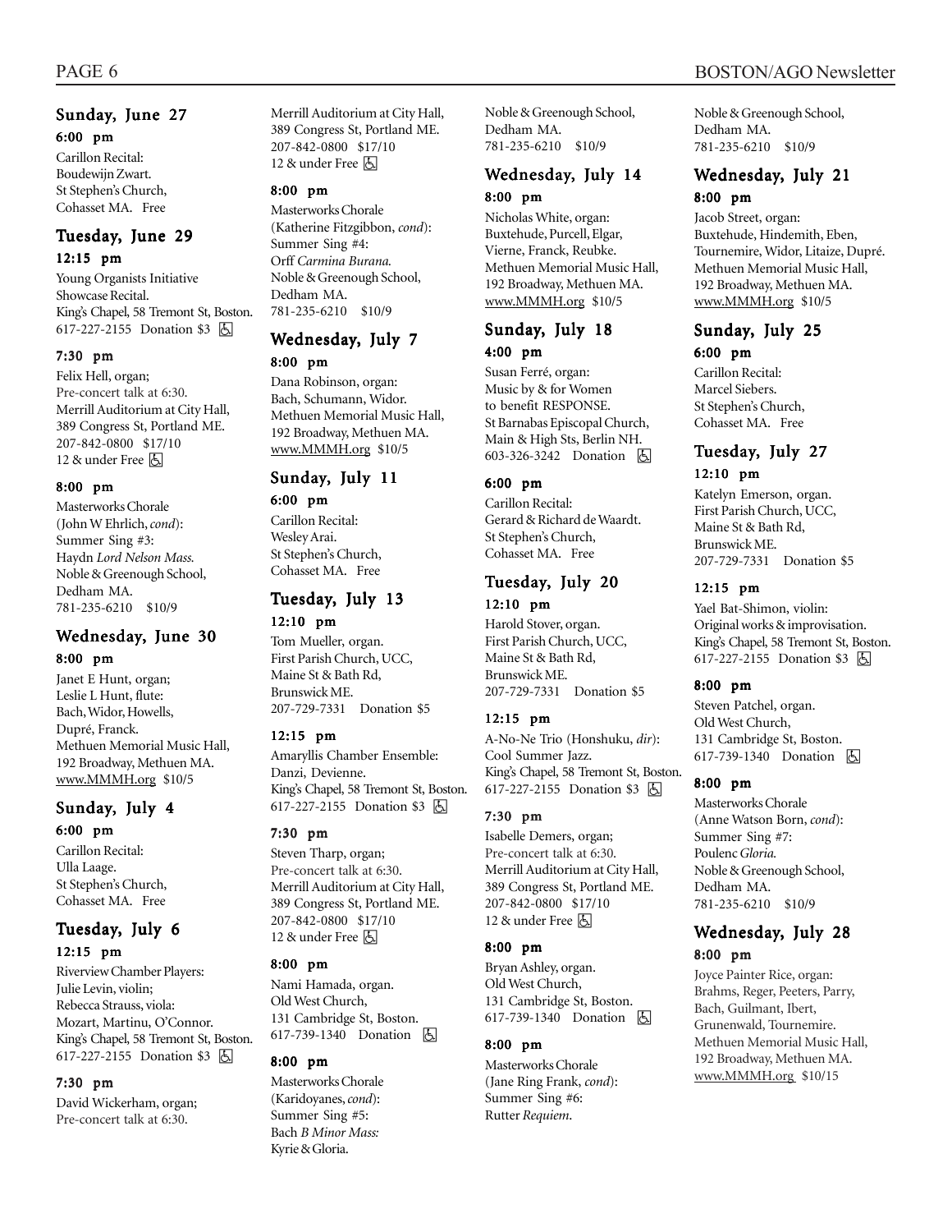## Sunday, June 27

### 6:00 pm

Carillon Recital:
Boudewijn Zwart.
St Stephen's Church,
Cohasset MA. Free

## Tuesday, June 29

### 12:15 pm

Young Organists Initiative
Showcase Recital.
King's Chapel, 58 Tremont St, Boston.
617-227-2155 Donation $3 ♿

### 7:30 pm

Felix Hell, organ;
Pre-concert talk at 6:30.
Merrill Auditorium at City Hall,
389 Congress St, Portland ME.
207-842-0800 $17/10
12 & under Free ♿

### 8:00 pm

Masterworks Chorale
(John W Ehrlich, *cond*):
Summer Sing #3:
Haydn *Lord Nelson Mass.*
Noble & Greenough School,
Dedham MA.
781-235-6210 $10/9

## Wednesday, June 30

### 8:00 pm

Janet E Hunt, organ;
Leslie L Hunt, flute:
Bach, Widor, Howells,
Dupré, Franck.
Methuen Memorial Music Hall,
192 Broadway, Methuen MA.
www.MMMH.org $10/5

## Sunday, July 4

### 6:00 pm

Carillon Recital:
Ulla Laage.
St Stephen's Church,
Cohasset MA. Free

## Tuesday, July 6

### 12:15 pm

Riverview Chamber Players:
Julie Levin, violin;
Rebecca Strauss, viola:
Mozart, Martinu, O'Connor.
King's Chapel, 58 Tremont St, Boston.
617-227-2155 Donation $3 ♿

### 7:30 pm

David Wickerham, organ;
Pre-concert talk at 6:30.
Merrill Auditorium at City Hall,
389 Congress St, Portland ME.
207-842-0800 $17/10
12 & under Free ♿

### 8:00 pm

Masterworks Chorale
(Katherine Fitzgibbon, *cond*):
Summer Sing #4:
Orff *Carmina Burana.*
Noble & Greenough School,
Dedham MA.
781-235-6210 $10/9

## Wednesday, July 7

### 8:00 pm

Dana Robinson, organ:
Bach, Schumann, Widor.
Methuen Memorial Music Hall,
192 Broadway, Methuen MA.
www.MMMH.org $10/5

## Sunday, July 11

### 6:00 pm

Carillon Recital:
Wesley Arai.
St Stephen's Church,
Cohasset MA. Free

## Tuesday, July 13

### 12:10 pm

Tom Mueller, organ.
First Parish Church, UCC,
Maine St & Bath Rd,
Brunswick ME.
207-729-7331 Donation $5

### 12:15 pm

Amaryllis Chamber Ensemble:
Danzi, Devienne.
King's Chapel, 58 Tremont St, Boston.
617-227-2155 Donation $3 ♿

### 7:30 pm

Steven Tharp, organ;
Pre-concert talk at 6:30.
Merrill Auditorium at City Hall,
389 Congress St, Portland ME.
207-842-0800 $17/10
12 & under Free ♿

### 8:00 pm

Nami Hamada, organ.
Old West Church,
131 Cambridge St, Boston.
617-739-1340 Donation ♿

### 8:00 pm

Masterworks Chorale
(Karidoyanes, *cond*):
Summer Sing #5:
Bach *B Minor Mass:*
Kyrie & Gloria.
Noble & Greenough School,
Dedham MA.
781-235-6210 $10/9

## Wednesday, July 14

### 8:00 pm

Nicholas White, organ:
Buxtehude, Purcell, Elgar,
Vierne, Franck, Reubke.
Methuen Memorial Music Hall,
192 Broadway, Methuen MA.
www.MMMH.org $10/5

## Sunday, July 18

### 4:00 pm

Susan Ferré, organ:
Music by & for Women
to benefit RESPONSE.
St Barnabas Episcopal Church,
Main & High Sts, Berlin NH.
603-326-3242 Donation ♿

### 6:00 pm

Carillon Recital:
Gerard & Richard de Waardt.
St Stephen's Church,
Cohasset MA. Free

## Tuesday, July 20

### 12:10 pm

Harold Stover, organ.
First Parish Church, UCC,
Maine St & Bath Rd,
Brunswick ME.
207-729-7331 Donation $5

### 12:15 pm

A-No-Ne Trio (Honshuku, *dir*):
Cool Summer Jazz.
King's Chapel, 58 Tremont St, Boston.
617-227-2155 Donation $3 ♿

### 7:30 pm

Isabelle Demers, organ;
Pre-concert talk at 6:30.
Merrill Auditorium at City Hall,
389 Congress St, Portland ME.
207-842-0800 $17/10
12 & under Free ♿

### 8:00 pm

Bryan Ashley, organ.
Old West Church,
131 Cambridge St, Boston.
617-739-1340 Donation ♿

### 8:00 pm

Masterworks Chorale
(Jane Ring Frank, *cond*):
Summer Sing #6:
Rutter *Requiem.*
Noble & Greenough School,
Dedham MA.
781-235-6210 $10/9

## Wednesday, July 21

### 8:00 pm

Jacob Street, organ:
Buxtehude, Hindemith, Eben,
Tournemire, Widor, Litaize, Dupré.
Methuen Memorial Music Hall,
192 Broadway, Methuen MA.
www.MMMH.org $10/5

## Sunday, July 25

### 6:00 pm

Carillon Recital:
Marcel Siebers.
St Stephen's Church,
Cohasset MA. Free

## Tuesday, July 27

### 12:10 pm

Katelyn Emerson, organ.
First Parish Church, UCC,
Maine St & Bath Rd,
Brunswick ME.
207-729-7331 Donation $5

### 12:15 pm

Yael Bat-Shimon, violin:
Original works & improvisation.
King's Chapel, 58 Tremont St, Boston.
617-227-2155 Donation $3 ♿

### 8:00 pm

Steven Patchel, organ.
Old West Church,
131 Cambridge St, Boston.
617-739-1340 Donation ♿

### 8:00 pm

Masterworks Chorale
(Anne Watson Born, *cond*):
Summer Sing #7:
Poulenc *Gloria.*
Noble & Greenough School,
Dedham MA.
781-235-6210 $10/9

## Wednesday, July 28

### 8:00 pm

Joyce Painter Rice, organ:
Brahms, Reger, Peeters, Parry,
Bach, Guilmant, Ibert,
Grunenwald, Tournemire.
Methuen Memorial Music Hall,
192 Broadway, Methuen MA.
www.MMMH.org $10/15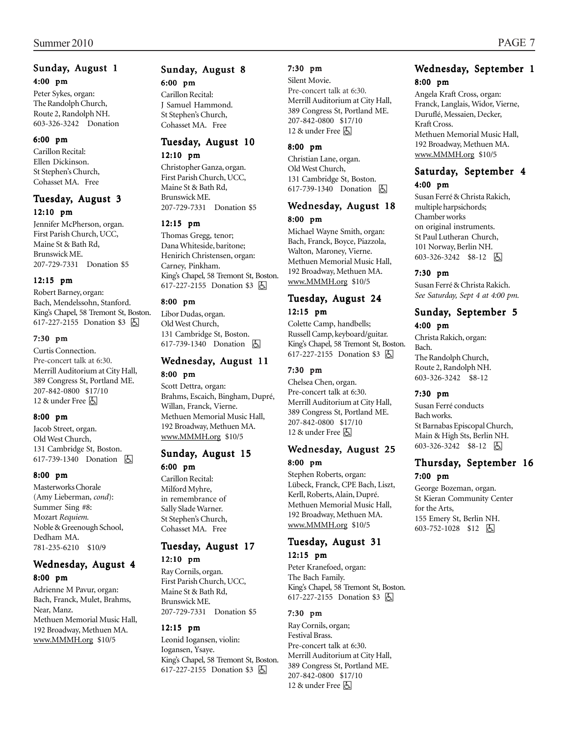## Sunday, August 1

### 4:00 pm

Peter Sykes, organ:
The Randolph Church,
Route 2, Randolph NH.
603-326-3242 Donation

### 6:00 pm

Carillon Recital:
Ellen Dickinson.
St Stephen's Church,
Cohasset MA. Free

## Tuesday, August 3

### 12:10 pm

Jennifer McPherson, organ.
First Parish Church, UCC,
Maine St & Bath Rd,
Brunswick ME.
207-729-7331 Donation $5

### 12:15 pm

Robert Barney, organ:
Bach, Mendelssohn, Stanford.
King's Chapel, 58 Tremont St, Boston.
617-227-2155 Donation $3 ♿

### 7:30 pm

Curtis Connection.
Pre-concert talk at 6:30.
Merrill Auditorium at City Hall,
389 Congress St, Portland ME.
207-842-0800 $17/10
12 & under Free ♿

### 8:00 pm

Jacob Street, organ.
Old West Church,
131 Cambridge St, Boston.
617-739-1340 Donation ♿

### 8:00 pm

Masterworks Chorale
(Amy Lieberman, *cond*):
Summer Sing #8:
Mozart *Requiem*.
Noble & Greenough School,
Dedham MA.
781-235-6210 $10/9

## Wednesday, August 4

### 8:00 pm

Adrienne M Pavur, organ:
Bach, Franck, Mulet, Brahms,
Near, Manz.
Methuen Memorial Music Hall,
192 Broadway, Methuen MA.
www.MMMH.org $10/5

## Sunday, August 8

### 6:00 pm

Carillon Recital:
J Samuel Hammond.
St Stephen's Church,
Cohasset MA. Free

## Tuesday, August 10

### 12:10 pm

Christopher Ganza, organ.
First Parish Church, UCC,
Maine St & Bath Rd,
Brunswick ME.
207-729-7331 Donation $5

### 12:15 pm

Thomas Gregg, tenor;
Dana Whiteside, baritone;
Henirich Christensen, organ:
Carney, Pinkham.
King's Chapel, 58 Tremont St, Boston.
617-227-2155 Donation $3 ♿

### 8:00 pm

Libor Dudas, organ.
Old West Church,
131 Cambridge St, Boston.
617-739-1340 Donation ♿

## Wednesday, August 11

### 8:00 pm

Scott Dettra, organ:
Brahms, Escaich, Bingham, Dupré,
Willan, Franck, Vierne.
Methuen Memorial Music Hall,
192 Broadway, Methuen MA.
www.MMMH.org $10/5

## Sunday, August 15

### 6:00 pm

Carillon Recital:
Milford Myhre,
in remembrance of
Sally Slade Warner.
St Stephen's Church,
Cohasset MA. Free

## Tuesday, August 17

### 12:10 pm

Ray Cornils, organ.
First Parish Church, UCC,
Maine St & Bath Rd,
Brunswick ME.
207-729-7331 Donation $5

### 12:15 pm

Leonid Iogansen, violin:
Iogansen, Ysaye.
King's Chapel, 58 Tremont St, Boston.
617-227-2155 Donation $3 ♿

### 7:30 pm

Silent Movie.
Pre-concert talk at 6:30.
Merrill Auditorium at City Hall,
389 Congress St, Portland ME.
207-842-0800 $17/10
12 & under Free ♿

### 8:00 pm

Christian Lane, organ.
Old West Church,
131 Cambridge St, Boston.
617-739-1340 Donation ♿

## Wednesday, August 18

### 8:00 pm

Michael Wayne Smith, organ:
Bach, Franck, Boyce, Piazzola,
Walton, Maroney, Vierne.
Methuen Memorial Music Hall,
192 Broadway, Methuen MA.
www.MMMH.org $10/5

## Tuesday, August 24

### 12:15 pm

Colette Camp, handbells;
Russell Camp, keyboard/guitar.
King's Chapel, 58 Tremont St, Boston.
617-227-2155 Donation $3 ♿

### 7:30 pm

Chelsea Chen, organ.
Pre-concert talk at 6:30.
Merrill Auditorium at City Hall,
389 Congress St, Portland ME.
207-842-0800 $17/10
12 & under Free ♿

## Wednesday, August 25

### 8:00 pm

Stephen Roberts, organ:
Lübeck, Franck, CPE Bach, Liszt,
Kerll, Roberts, Alain, Dupré.
Methuen Memorial Music Hall,
192 Broadway, Methuen MA.
www.MMMH.org $10/5

## Tuesday, August 31

### 12:15 pm

Peter Kranefoed, organ:
The Bach Family.
King's Chapel, 58 Tremont St, Boston.
617-227-2155 Donation $3 ♿

### 7:30 pm

Ray Cornils, organ;
Festival Brass.
Pre-concert talk at 6:30.
Merrill Auditorium at City Hall,
389 Congress St, Portland ME.
207-842-0800 $17/10
12 & under Free ♿

## Wednesday, September 1

### 8:00 pm

Angela Kraft Cross, organ:
Franck, Langlais, Widor, Vierne,
Duruflé, Messaien, Decker,
Kraft Cross.
Methuen Memorial Music Hall,
192 Broadway, Methuen MA.
www.MMMH.org $10/5

## Saturday, September 4

### 4:00 pm

Susan Ferré & Christa Rakich,
multiple harpsichords;
Chamber works
on original instruments.
St Paul Lutheran Church,
101 Norway, Berlin NH.
603-326-3242 $8-12 ♿

### 7:30 pm

Susan Ferré & Christa Rakich.
*See Saturday, Sept 4 at 4:00 pm.*

## Sunday, September 5

### 4:00 pm

Christa Rakich, organ:
Bach.
The Randolph Church,
Route 2, Randolph NH.
603-326-3242 $8-12

### 7:30 pm

Susan Ferré conducts
Bach works.
St Barnabas Episcopal Church,
Main & High Sts, Berlin NH.
603-326-3242 $8-12 ♿

## Thursday, September 16

### 7:00 pm

George Bozeman, organ.
St Kieran Community Center
for the Arts,
155 Emery St, Berlin NH.
603-752-1028 $12 ♿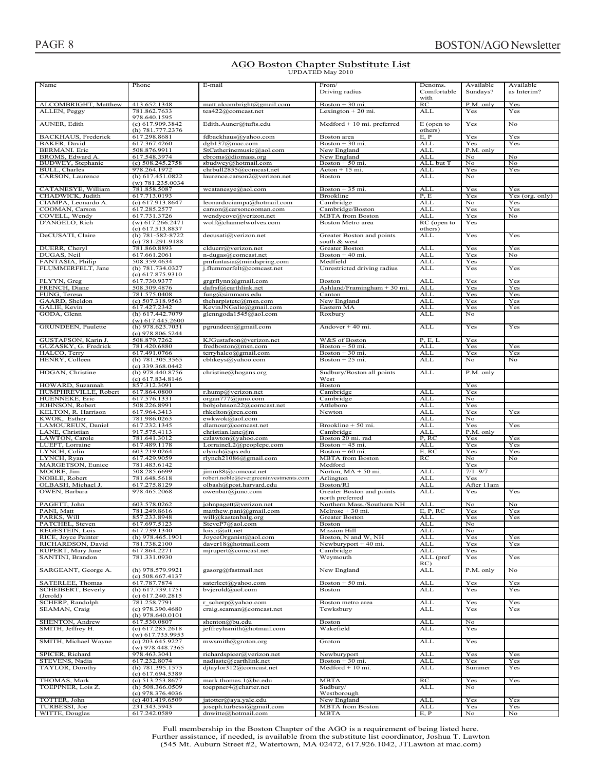## AGO Boston Chapter Substitute List

UPDATED May 2010

| Name | Phone | E-mail | From/ Driving radius | Denoms. Comfortable with | Available Sundays? | Available as Interim? |
|---|---|---|---|---|---|---|
| ALCOMBRIGHT, Matthew | 413.652.1348 | matt.alcombright@gmail.com | Boston + 30 mi. | RC | P.M. only | Yes |
| ALLEN, Peggy | 781.862.7633 978.640.1595 | tea422@comcast.net | Lexington + 20 mi. | ALL | Yes | Yes |
| AUNER, Edith | (c) 617.909.3842 (h) 781.777.2376 | Edith.Auner@tufts.edu | Medford + 10 mi. preferred | E (open to others) | Yes | No |
| BACKHAUS, Frederick | 617.298.8681 | fdbackhaus@yahoo.com | Boston area | E, P | Yes | Yes |
| BAKER, David | 617.367.4260 | dgb137@mac.com | Boston + 30 mi. | ALL | Yes | Yes |
| BERMANI, Eric | 508.876.9911 | StCatherinemusic@aol.com | New England | ALL | P.M. only | |
| BROMS, Edward A. | 617.548.3974 | ebroms@diomass.org | New England | ALL | No | No |
| BUDWEY, Stephanie | (c) 508.245.2758 | sbudwey@hotmail.com | Boston + 50 mi. | ALL but T | No | No |
| BULL, Charles | 978.264.1972 | chrbull2855@comcast.net | Acton + 15 mi. | ALL | Yes | Yes |
| CARSON, Laurence | (h) 617.451.0822 (w) 781.235.0034 | laurence.carson2@verizon.net | Boston | ALL | No | |
| CATANESYE, William | 781.858.5087 | wcatanesye@aol.com | Boston + 35 mi. | ALL | Yes | Yes |
| CHADWICK, Judith | 617.713.0193 | | Brookline | P, E | Yes | Yes (org. only) |
| CIAMPA, Leonardo A. | (c) 617.913.8647 | leonardociampa@hotmail.com | Cambridge | ALL | No | Yes |
| COOMAN, Carson | 617.285.2577 | carson@carsoncooman.com | Cambridge/Boston | ALL | Yes | Yes |
| COVELL, Wendy | 617.731.3726 | wendycove@verizon.net | MBTA from Boston | ALL | Yes | No |
| D'ANGELO, Rich | (w) 617.266.2471 (c) 617.513.8837 | wolf@channelwolves.com | Boston Metro area | RC (open to others) | Yes | |
| DeCUSATI, Claire | (h) 781-582-8722 (c) 781-291-9188 | decusati@verizon.net | Greater Boston and points south & west | ALL | Yes | Yes |
| DUERR, Cheryl | 781.860.8893 | clduerr@verizon.net | Greater Boston | ALL | Yes | Yes |
| DUGAS, Neil | 617.661.2061 | n-dugas@comcast.net | Boston + 40 mi. | ALL | Yes | No |
| FANTASIA, Philip | 508.359.4634 | pmfantasia@mindspring.com | Medfield | ALL | Yes | |
| FLUMMERFELT, Jane | (h) 781.734.0327 (c) 617.875.9310 | j.flummerfelt@comcast.net | Unrestricted driving radius | ALL | Yes | Yes |
| FLYYN, Greg | 617.730.9377 | grgrflynn@gmail.com | Boston | ALL | Yes | Yes |
| FRENCH, Diane | 508.309.4876 | dafrsf@earthlink.net | Ashland/Framingham + 30 mi. | ALL | Yes | Yes |
| FUNG, Teresa | 781.575.0408 | fung@simmons.edu | Canton | ALL | Yes | Yes |
| GAARD, Sheldon | (c) 507.318.9563 | theharpistetc@msn.com | New England | ALL | Yes | Yes |
| GALIE, Kevin | 617.427.2342 | KevinJNGalie@gmail.com | Eastern MA | ALL | Yes | Yes |
| GODA, Glenn | (h) 617.442.7079 (w) 617.445.2600 | glenngoda1545@aol.com | Roxbury | ALL | No | |
| GRUNDEEN, Paulette | (h) 978.623.7031 (c) 978.806.5244 | pgrundeen@gmail.com | Andover + 40 mi. | ALL | Yes | Yes |
| GUSTAFSON, Karin J. | 508.879.7262 | KJGustafson@verizon.net | W&S of Boston | P, E, L | Yes | |
| GUZASKY, G. Fredrick | 781.420.6880 | fredboston@msn.com | Boston + 50 mi. | ALL | Yes | Yes |
| HALCO, Terry | 617.491.0766 | terryhalco@gmail.com | Boston + 30 mi. | ALL | Yes | Yes |
| HENRY, Colleen | (h) 781.305.3565 (c) 339.368.0442 | cbhkeys@yahoo.com | Boston + 25 mi. | ALL | No | No |
| HOGAN, Christine | (h) 978.440.8756 (c) 617.834.8146 | christine@hogans.org | Sudbury/Boston all points West | ALL | P.M. only | |
| HOWARD, Suzannah | 857.312.3091 | | Boston | | Yes | |
| HUMPHREVILLE, Robert | 617.864.0800 | r.hump@verizon.net | Cambridge | ALL | Yes | |
| HUENNEKE, Eric | 617.576.1331 | organ777@juno.com | Cambridge | ALL | No | |
| JOHNSON, Robert | 508.226.8991 | bobjohnson22@comcast.net | Attleboro | ALL | Yes | |
| KELTON, R. Harrison | 617.964.3413 | rhkelton@rcn.com | Newton | ALL | Yes | Yes |
| KWOK, Esther | 781.986.0263 | ewkwok@aol.com | | ALL | No | |
| LAMOUREUX, Daniel | 617.232.1345 | dlamour@comcast.net | Brookline + 50 mi. | ALL | Yes | Yes |
| LANE, Christian | 917.575.4113 | christian.lane@m | Cambridge | ALL | P.M. only | |
| LAWTON, Carole | 781.641.3012 | czlawton@yahoo.com | Boston 20 mi. rad | P, RC | Yes | Yes |
| LUEFT, Lorraine | 617.489.1178 | LorraineL2@peoplepc.com | Boston + 45 mi. | ALL | Yes | Yes |
| LYNCH, Colin | 603.219.0264 | clynch@sps.edu | Boston + 60 mi. | E, RC | Yes | Yes |
| LYNCH, Ryan | 617.429.9059 | rlynch21086@gmail.com | MBTA from Boston | RC | No | No |
| MARGETSON, Eunice | 781.483.6142 | | Medford | | Yes | |
| MOORE, Jim | 508.285.6699 | jimm88@comcast.net | Norton, MA + 50 mi. | ALL | 7/1–9/7 | |
| NOBLE, Robert | 781.648.5618 | robert.noble@evergreeninvestments.com | Arlington | ALL | Yes | |
| OLBASH, Michael J. | 617.275.8129 | olbash@post.harvard.edu | Boston/RI | ALL | After 11am | |
| OWEN, Barbara | 978.465.2068 | owenbar@juno.com | Greater Boston and points north preferred | ALL | Yes | Yes |
| PAGETT, John | 603.578.0262 | johnpagett@verizon.net | Northern Mass./Southern NH | ALL | No | No |
| PANI, Matt | 781.249.8616 | matthew.pani@gmail.com | Melrose + 30 mi. | E, P, RC | Yes | Yes |
| PARKS, Will | 857.233.8948 | will@kastenbalg.org | Greater Boston | ALL | Yes | Yes |
| PATCHEL, Steven | 617.697.5123 | SteveP7@aol.com | Boston | ALL | No | |
| REGESTEIN, Lois | 617.739.1340 | lois.r@att.net | Mission Hill | ALL | No | |
| RICE, Joyce Painter | (h) 978.465.1901 | JoyceOrganist@aol.com | Boston, N and W, NH | ALL | Yes | Yes |
| RICHARDSON, David | 781.738.2100 | daver18@hotmail.com | Newburyport + 40 mi. | ALL | Yes | Yes |
| RUPERT, Mary Jane | 617.864.2271 | mjrupert@comcast.net | Cambridge | ALL | Yes | |
| SANTINI, Brandon | 781.331.0930 | | Weymouth | ALL (pref RC) | Yes | Yes |
| SARGEANT, George A. | (h) 978.579.9921 (c) 508.667.4137 | gasorg@fastmail.net | New England | ALL | P.M. only | No |
| SATERLEE, Thomas | 617.787.7874 | saterleet@yahoo.com | Boston + 50 mi. | ALL | Yes | Yes |
| SCHEIBERT, Beverly (Jerold) | (h) 617.739.1751 (c) 617.240.2815 | bvjerold@aol.com | Boston | ALL | Yes | Yes |
| SCHERP, Randolph | 781.258.7791 | r_scherp@yahoo.com | Boston metro area | ALL | Yes | Yes |
| SEAMAN, Craig | (c) 978.390.4680 (h) 978.640.0101 | craig.seaman@comcast.net | Tewksbury | ALL | Yes | Yes |
| SHENTON, Andrew | 617.530.0807 | shenton@bu.edu | Boston | ALL | No | |
| SMITH, Jeffrey H. | (c) 617.285.2618 (w) 617.735.9953 | jeffreyhsmith@hotmail.com | Wakefield | ALL | Yes | |
| SMITH, Michael Wayne | (c) 203.645.9227 (w) 978.448.7365 | mwsmith@groton.org | Groton | ALL | Yes | |
| SPICER, Richard | 978.463.3041 | richardspicer@verizon.net | Newburyport | ALL | Yes | Yes |
| STEVENS, Nadia | 617.232.8074 | nadiaste@earthlink.net | Boston + 30 mi. | ALL | Yes | Yes |
| TAYLOR, Dorothy | (h) 781.395.1575 (c) 617.694.5389 | djtaylor312@comcast.net | Medford + 10 mi. | ALL | Summer | Yes |
| THOMAS, Mark | (c) 513.253.8677 | mark.thomas.1@bc.edu | MBTA | RC | Yes | Yes |
| TOEPPNER, Lois Z. | (h) 508.366.0509 (c) 978.376.4036 | toeppner4@charter.net | Sudbury/ Westborough | ALL | No | |
| TOTTER, John | (c) 401.419.6509 | jatotter@aya.yale.edu | New England | ALL | Yes | Yes |
| TURBESSI, Joe | 231.343.5943 | joseph.turbessi@gmail.com | MBTA from Boston | ALL | Yes | Yes |
| WITTE, Douglas | 617.242.0589 | dnwitte@hotmail.com | MBTA | E, P | No | No |

Full membership in the Boston Chapter of the AGO is a requirement of being listed here.
Further assistance, if needed, is available from the substitute list coordinator, Joshua T. Lawton
(545 Mt. Auburn Street #2, Watertown, MA 02472, 617.926.1042, JTLawton at mac.com)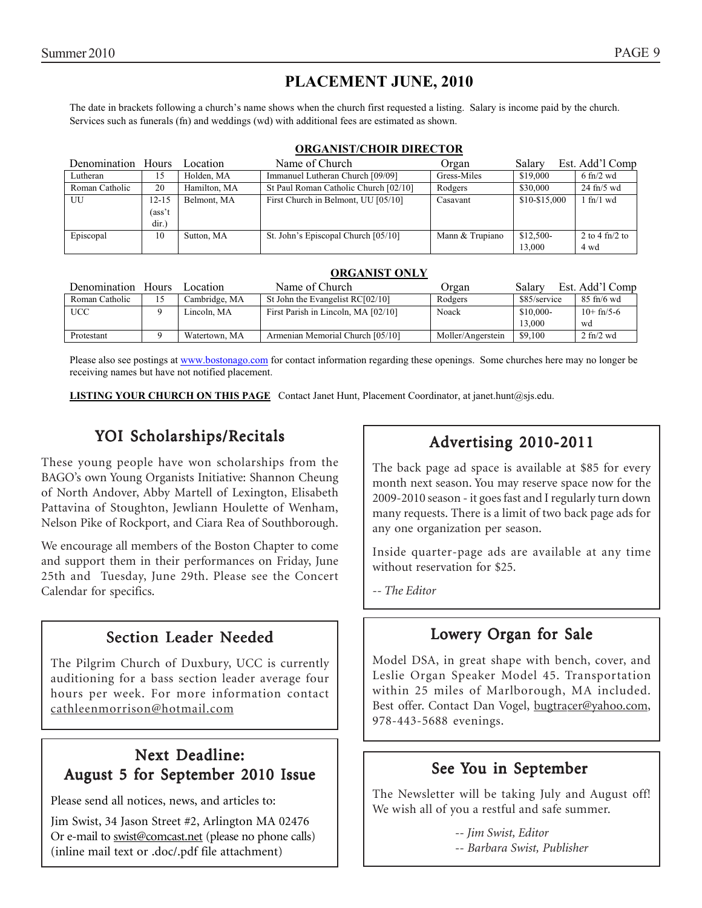# PLACEMENT JUNE, 2010

The date in brackets following a church's name shows when the church first requested a listing. Salary is income paid by the church. Services such as funerals (fn) and weddings (wd) with additional fees are estimated as shown.

## ORGANIST/CHOIR DIRECTOR

| Denomination | Hours | Location | Name of Church | Organ | Salary | Est. Add'l Comp |
|---|---|---|---|---|---|---|
| Lutheran | 15 | Holden, MA | Immanuel Lutheran Church [09/09] | Gress-Miles | $19,000 | 6 fn/2 wd |
| Roman Catholic | 20 | Hamilton, MA | St Paul Roman Catholic Church [02/10] | Rodgers | $30,000 | 24 fn/5 wd |
| UU | 12-15 (ass't dir.) | Belmont, MA | First Church in Belmont, UU [05/10] | Casavant | $10-$15,000 | 1 fn/1 wd |
| Episcopal | 10 | Sutton, MA | St. John's Episcopal Church [05/10] | Mann & Trupiano | $12,500-13,000 | 2 to 4 fn/2 to 4 wd |

## ORGANIST ONLY

| Denomination | Hours | Location | Name of Church | Organ | Salary | Est. Add'l Comp |
|---|---|---|---|---|---|---|
| Roman Catholic | 15 | Cambridge, MA | St John the Evangelist RC[02/10] | Rodgers | $85/service | 85 fn/6 wd |
| UCC | 9 | Lincoln, MA | First Parish in Lincoln, MA [02/10] | Noack | $10,000-13,000 | 10+ fn/5-6 wd |
| Protestant | 9 | Watertown, MA | Armenian Memorial Church [05/10] | Moller/Angerstein | $9,100 | 2 fn/2 wd |

Please also see postings at www.bostonago.com for contact information regarding these openings. Some churches here may no longer be receiving names but have not notified placement.

**LISTING YOUR CHURCH ON THIS PAGE** Contact Janet Hunt, Placement Coordinator, at janet.hunt@sjs.edu.

## YOI Scholarships/Recitals

These young people have won scholarships from the BAGO's own Young Organists Initiative: Shannon Cheung of North Andover, Abby Martell of Lexington, Elisabeth Pattavina of Stoughton, Jewliann Houlette of Wenham, Nelson Pike of Rockport, and Ciara Rea of Southborough.

We encourage all members of the Boston Chapter to come and support them in their performances on Friday, June 25th and Tuesday, June 29th. Please see the Concert Calendar for specifics.

## Section Leader Needed

The Pilgrim Church of Duxbury, UCC is currently auditioning for a bass section leader average four hours per week. For more information contact cathleenmorrison@hotmail.com

## Next Deadline: August 5 for September 2010 Issue

Please send all notices, news, and articles to:

Jim Swist, 34 Jason Street #2, Arlington MA 02476
Or e-mail to swist@comcast.net (please no phone calls)
(inline mail text or .doc/.pdf file attachment)

## Advertising 2010-2011

The back page ad space is available at $85 for every month next season. You may reserve space now for the 2009-2010 season - it goes fast and I regularly turn down many requests. There is a limit of two back page ads for any one organization per season.

Inside quarter-page ads are available at any time without reservation for $25.

*-- The Editor*

## Lowery Organ for Sale

Model DSA, in great shape with bench, cover, and Leslie Organ Speaker Model 45. Transportation within 25 miles of Marlborough, MA included. Best offer. Contact Dan Vogel, bugtracer@yahoo.com, 978-443-5688 evenings.

## See You in September

The Newsletter will be taking July and August off! We wish all of you a restful and safe summer.

*-- Jim Swist, Editor*
*-- Barbara Swist, Publisher*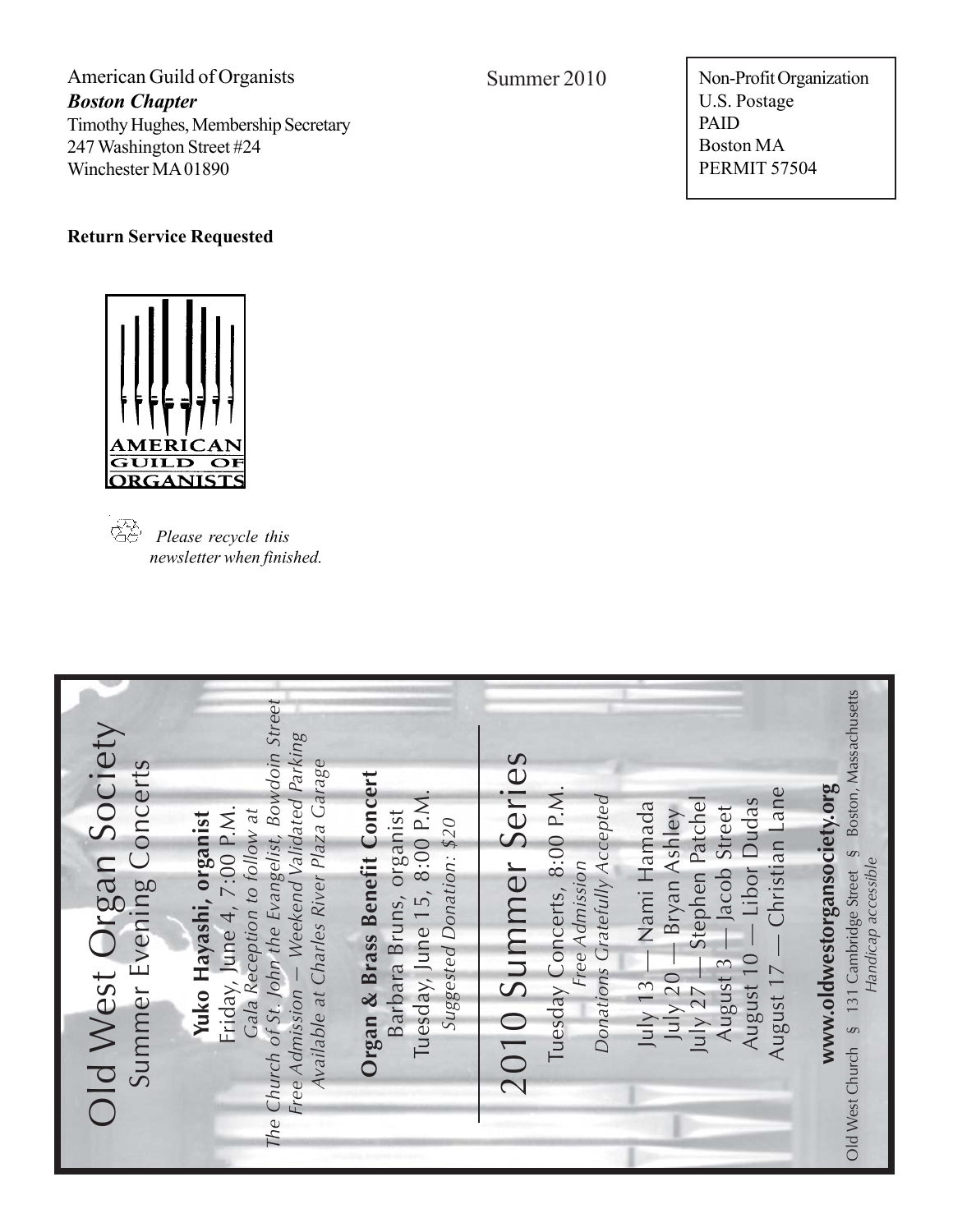American Guild of Organists
***Boston Chapter***
Timothy Hughes, Membership Secretary
247 Washington Street #24
Winchester MA 01890

Summer 2010

Non-Profit Organization
U.S. Postage
PAID
Boston MA
PERMIT 57504

**Return Service Requested**

AMERICAN GUILD OF ORGANISTS

*Please recycle this newsletter when finished.*

# Old West Organ Society
## Summer Evening Concerts

**Yuko Hayashi, organist**
Friday, June 4, 7:00 P.M.
*Gala Reception to follow at*
*The Church of St. John the Evangelist, Bowdoin Street*
*Free Admission — Weekend Validated Parking*
*Available at Charles River Plaza Garage*

**Organ & Brass Benefit Concert**
Barbara Bruns, organist
Tuesday, June 15, 8:00 P.M.
*Suggested Donation: $20*

## 2010 Summer Series

Tuesday Concerts, 8:00 P.M.
*Free Admission*
*Donations Gratefully Accepted*

July 13 — Nami Hamada
July 20 — Bryan Ashley
July 27 — Stephen Patchel
August 3 — Jacob Street
August 10 — Libor Dudas
August 17 — Christian Lane

**www.oldwestorgansociety.org**

Old West Church § 131 Cambridge Street § Boston, Massachusetts
*Handicap accessible*